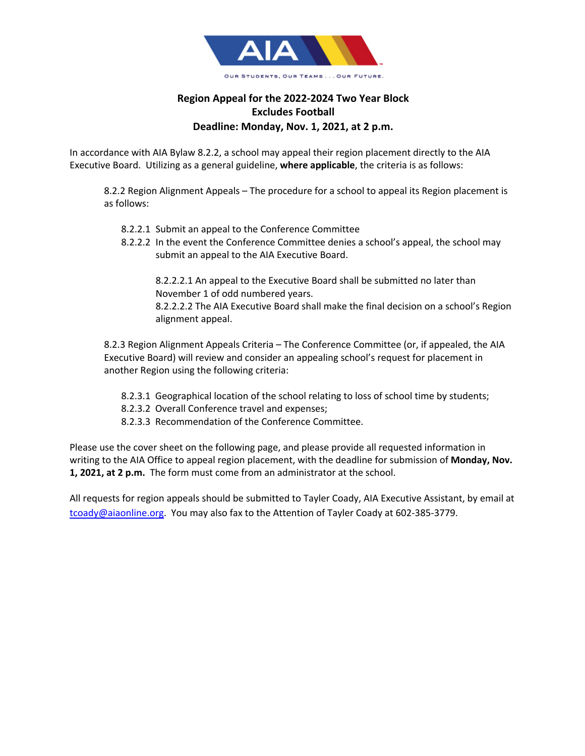AIA

OUR STUDENTS, OUR TEAMS . . . OUR FUTURE.

# Region Appeal for the 2022-2024 Two Year Block
## Excludes Football
## Deadline: Monday, Nov. 1, 2021, at 2 p.m.

In accordance with AIA Bylaw 8.2.2, a school may appeal their region placement directly to the AIA Executive Board. Utilizing as a general guideline, **where applicable**, the criteria is as follows:

> 8.2.2 Region Alignment Appeals – The procedure for a school to appeal its Region placement is as follows:
>
> 8.2.2.1 Submit an appeal to the Conference Committee
>
> 8.2.2.2 In the event the Conference Committee denies a school's appeal, the school may submit an appeal to the AIA Executive Board.
>
> 8.2.2.2.1 An appeal to the Executive Board shall be submitted no later than November 1 of odd numbered years.
>
> 8.2.2.2.2 The AIA Executive Board shall make the final decision on a school's Region alignment appeal.
>
> 8.2.3 Region Alignment Appeals Criteria – The Conference Committee (or, if appealed, the AIA Executive Board) will review and consider an appealing school's request for placement in another Region using the following criteria:
>
> 8.2.3.1 Geographical location of the school relating to loss of school time by students;
>
> 8.2.3.2 Overall Conference travel and expenses;
>
> 8.2.3.3 Recommendation of the Conference Committee.

Please use the cover sheet on the following page, and please provide all requested information in writing to the AIA Office to appeal region placement, with the deadline for submission of **Monday, Nov. 1, 2021, at 2 p.m.** The form must come from an administrator at the school.

All requests for region appeals should be submitted to Tayler Coady, AIA Executive Assistant, by email at tcoady@aiaonline.org. You may also fax to the Attention of Tayler Coady at 602-385-3779.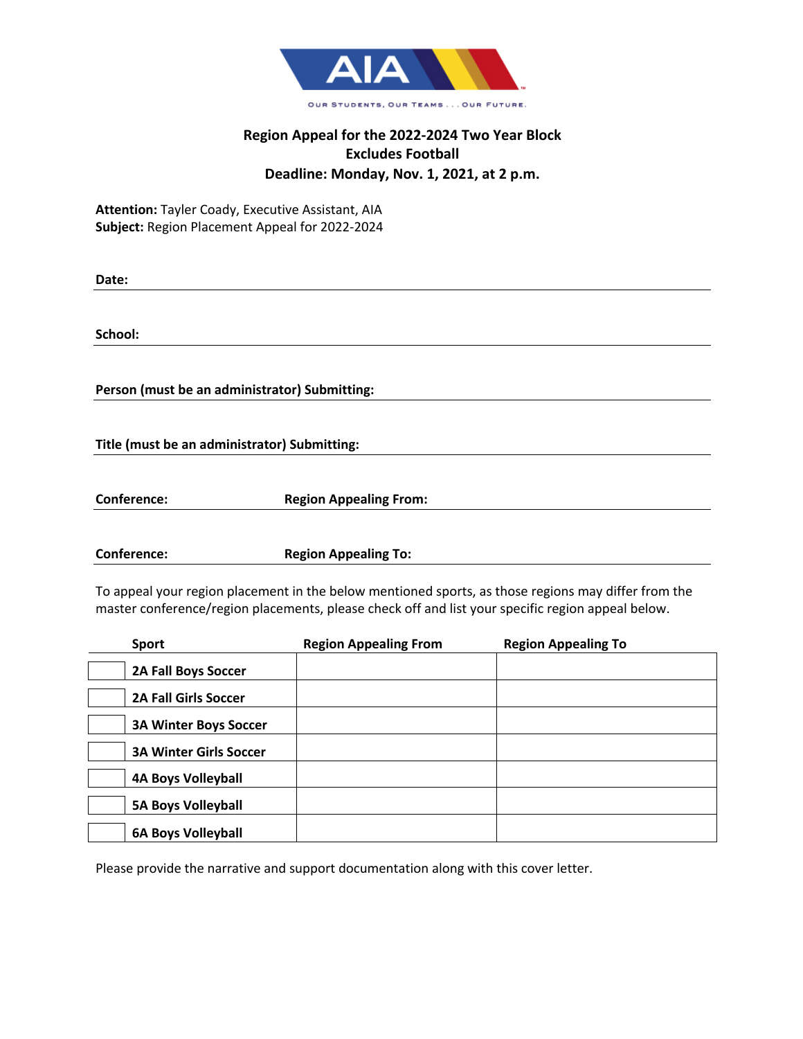AIA

OUR STUDENTS, OUR TEAMS . . . OUR FUTURE.

## Region Appeal for the 2022-2024 Two Year Block
## Excludes Football
## Deadline: Monday, Nov. 1, 2021, at 2 p.m.

**Attention:** Tayler Coady, Executive Assistant, AIA
**Subject:** Region Placement Appeal for 2022-2024

**Date:** ______________________________

**School:** ______________________________

**Person (must be an administrator) Submitting:** ______________________________

**Title (must be an administrator) Submitting:** ______________________________

**Conference:** __________ **Region Appealing From:** ______________________________

**Conference:** __________ **Region Appealing To:** ______________________________

To appeal your region placement in the below mentioned sports, as those regions may differ from the master conference/region placements, please check off and list your specific region appeal below.

| | Sport | Region Appealing From | Region Appealing To |
|---|---|---|---|
| ☐ | 2A Fall Boys Soccer | | |
| ☐ | 2A Fall Girls Soccer | | |
| ☐ | 3A Winter Boys Soccer | | |
| ☐ | 3A Winter Girls Soccer | | |
| ☐ | 4A Boys Volleyball | | |
| ☐ | 5A Boys Volleyball | | |
| ☐ | 6A Boys Volleyball | | |

Please provide the narrative and support documentation along with this cover letter.